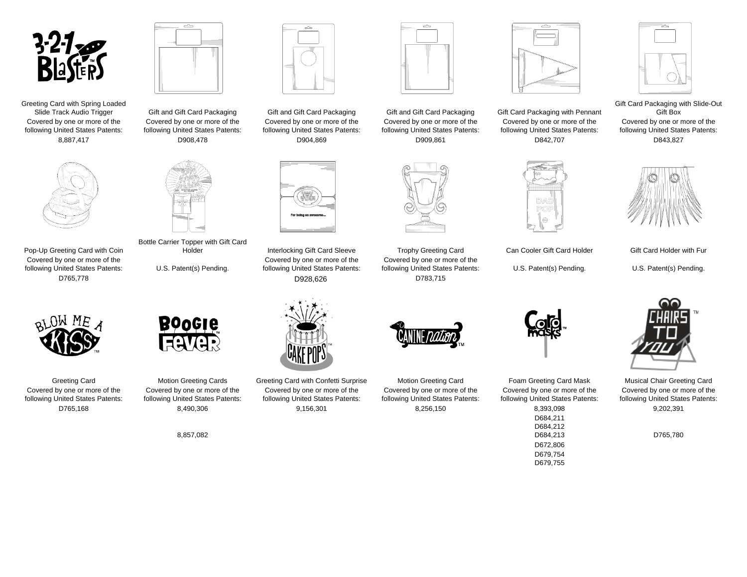Greeting Card with Spring Loaded Slide Track Audio Trigger
Covered by one or more of the following United States Patents:
8,887,417

Gift and Gift Card Packaging
Covered by one or more of the following United States Patents:
D908,478

Gift and Gift Card Packaging
Covered by one or more of the following United States Patents:
D904,869

Gift and Gift Card Packaging
Covered by one or more of the following United States Patents:
D909,861

Gift Card Packaging with Pennant
Covered by one or more of the following United States Patents:
D842,707

Gift Card Packaging with Slide-Out Gift Box
Covered by one or more of the following United States Patents:
D843,827

Pop-Up Greeting Card with Coin
Covered by one or more of the following United States Patents:
D765,778

Bottle Carrier Topper with Gift Card Holder

U.S. Patent(s) Pending.

Interlocking Gift Card Sleeve
Covered by one or more of the following United States Patents:
D928,626

Trophy Greeting Card
Covered by one or more of the following United States Patents:
D783,715

Can Cooler Gift Card Holder

U.S. Patent(s) Pending.

Gift Card Holder with Fur

U.S. Patent(s) Pending.

Greeting Card
Covered by one or more of the following United States Patents:
D765,168

Motion Greeting Cards
Covered by one or more of the following United States Patents:
8,490,306
8,857,082

Greeting Card with Confetti Surprise
Covered by one or more of the following United States Patents:
9,156,301

Motion Greeting Card
Covered by one or more of the following United States Patents:
8,256,150

Foam Greeting Card Mask
Covered by one or more of the following United States Patents:
8,393,098
D684,211
D684,212
D684,213
D672,806
D679,754
D679,755

Musical Chair Greeting Card
Covered by one or more of the following United States Patents:
9,202,391
D765,780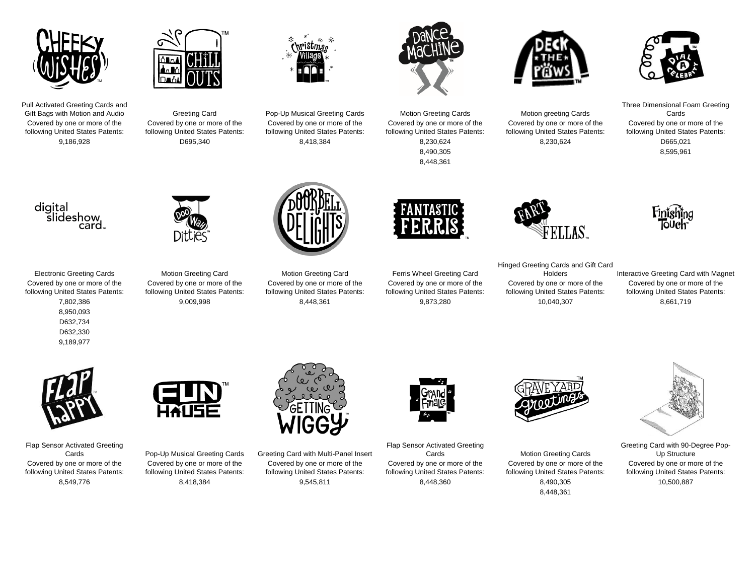Pull Activated Greeting Cards and Gift Bags with Motion and Audio
Covered by one or more of the following United States Patents:
9,186,928

Greeting Card
Covered by one or more of the following United States Patents:
D695,340

Pop-Up Musical Greeting Cards
Covered by one or more of the following United States Patents:
8,418,384

Motion Greeting Cards
Covered by one or more of the following United States Patents:
8,230,624
8,490,305
8,448,361

Motion greeting Cards
Covered by one or more of the following United States Patents:
8,230,624

Three Dimensional Foam Greeting Cards
Covered by one or more of the following United States Patents:
D665,021
8,595,961

Electronic Greeting Cards
Covered by one or more of the following United States Patents:
7,802,386
8,950,093
D632,734
D632,330
9,189,977

Motion Greeting Card
Covered by one or more of the following United States Patents:
9,009,998

Motion Greeting Card
Covered by one or more of the following United States Patents:
8,448,361

Ferris Wheel Greeting Card
Covered by one or more of the following United States Patents:
9,873,280

Hinged Greeting Cards and Gift Card Holders
Covered by one or more of the following United States Patents:
10,040,307

Interactive Greeting Card with Magnet
Covered by one or more of the following United States Patents:
8,661,719

Flap Sensor Activated Greeting Cards
Covered by one or more of the following United States Patents:
8,549,776

Pop-Up Musical Greeting Cards
Covered by one or more of the following United States Patents:
8,418,384

Greeting Card with Multi-Panel Insert
Covered by one or more of the following United States Patents:
9,545,811

Flap Sensor Activated Greeting Cards
Covered by one or more of the following United States Patents:
8,448,360

Motion Greeting Cards
Covered by one or more of the following United States Patents:
8,490,305
8,448,361

Greeting Card with 90-Degree Pop-Up Structure
Covered by one or more of the following United States Patents:
10,500,887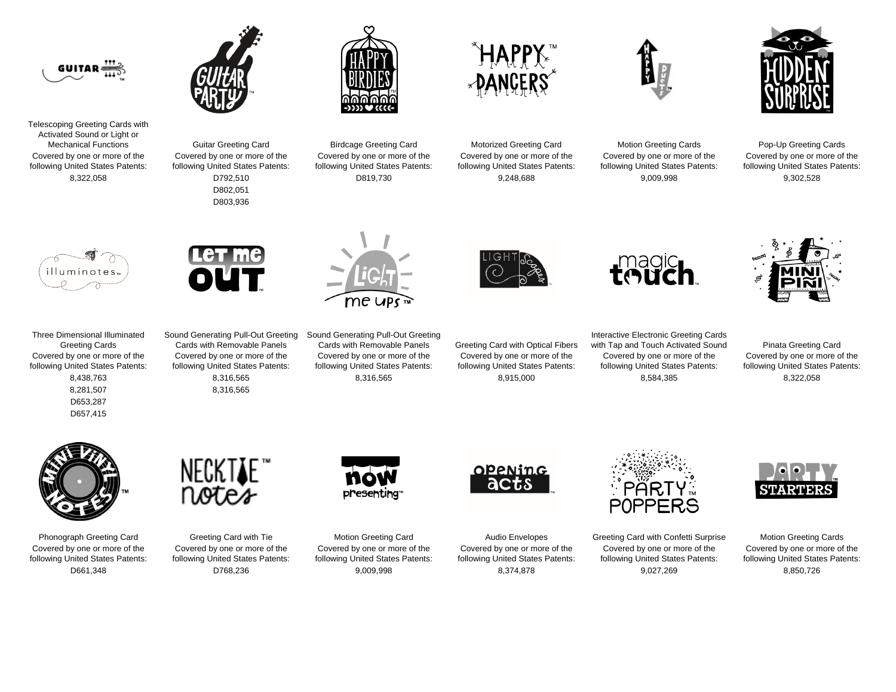Telescoping Greeting Cards with Activated Sound or Light or Mechanical Functions
Covered by one or more of the following United States Patents:
8,322,058

Guitar Greeting Card
Covered by one or more of the following United States Patents:
D792,510
D802,051
D803,936

Birdcage Greeting Card
Covered by one or more of the following United States Patents:
D819,730

Motorized Greeting Card
Covered by one or more of the following United States Patents:
9,248,688

Motion Greeting Cards
Covered by one or more of the following United States Patents:
9,009,998

Pop-Up Greeting Cards
Covered by one or more of the following United States Patents:
9,302,528

Three Dimensional Illuminated Greeting Cards
Covered by one or more of the following United States Patents:
8,438,763
8,281,507
D653,287
D657,415

Sound Generating Pull-Out Greeting Cards with Removable Panels
Covered by one or more of the following United States Patents:
8,316,565
8,316,565

Sound Generating Pull-Out Greeting Cards with Removable Panels
Covered by one or more of the following United States Patents:
8,316,565

Greeting Card with Optical Fibers
Covered by one or more of the following United States Patents:
8,915,000

Interactive Electronic Greeting Cards with Tap and Touch Activated Sound
Covered by one or more of the following United States Patents:
8,584,385

Pinata Greeting Card
Covered by one or more of the following United States Patents:
8,322,058

Phonograph Greeting Card
Covered by one or more of the following United States Patents:
D661,348

Greeting Card with Tie
Covered by one or more of the following United States Patents:
D768,236

Motion Greeting Card
Covered by one or more of the following United States Patents:
9,009,998

Audio Envelopes
Covered by one or more of the following United States Patents:
8,374,878

Greeting Card with Confetti Surprise
Covered by one or more of the following United States Patents:
9,027,269

Motion Greeting Cards
Covered by one or more of the following United States Patents:
8,850,726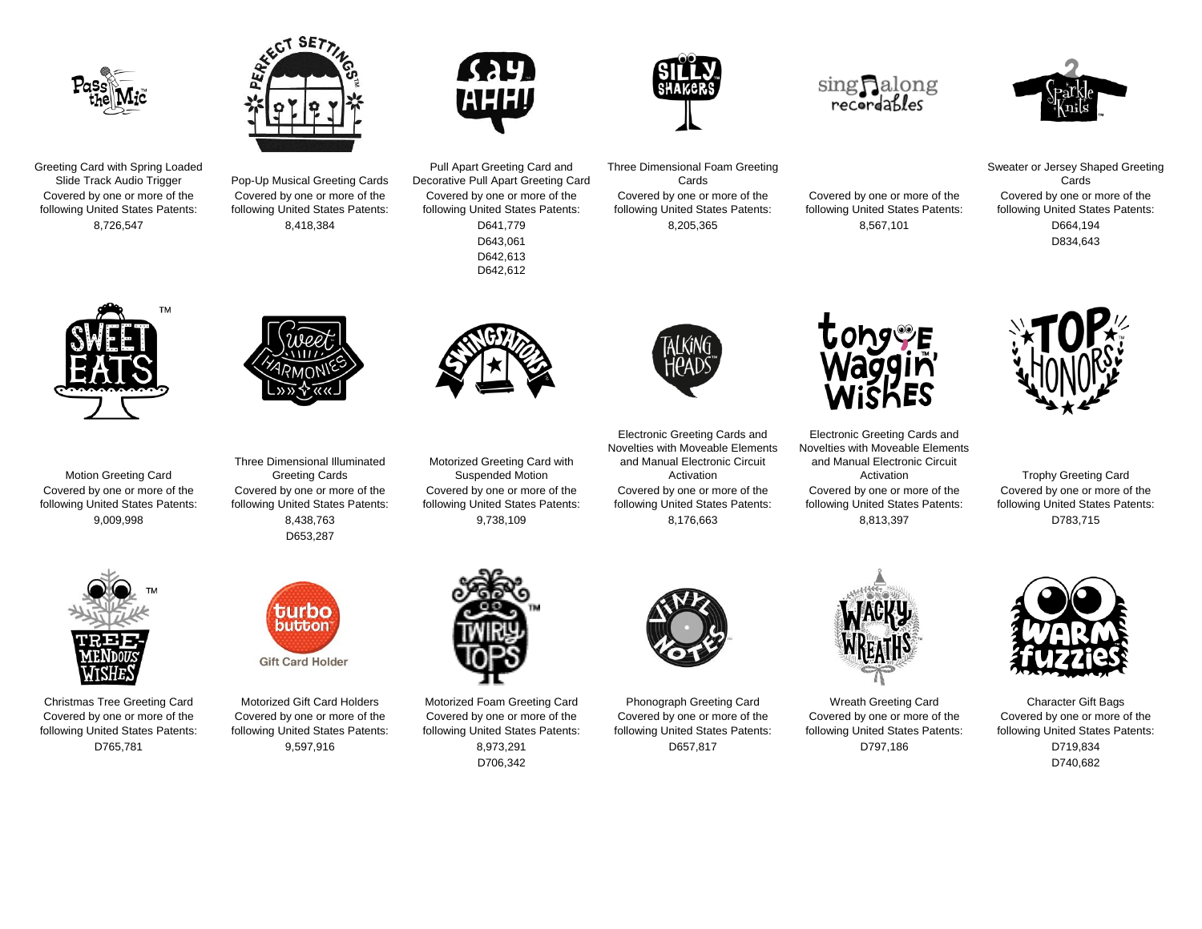Pass the Mic

Greeting Card with Spring Loaded Slide Track Audio Trigger
Covered by one or more of the following United States Patents:
8,726,547

Perfect Settings

Pop-Up Musical Greeting Cards
Covered by one or more of the following United States Patents:
8,418,384

Say AHH!

Pull Apart Greeting Card and Decorative Pull Apart Greeting Card
Covered by one or more of the following United States Patents:
D641,779
D643,061
D642,613
D642,612

Silly Shakers

Three Dimensional Foam Greeting Cards
Covered by one or more of the following United States Patents:
8,205,365

sing along recordables

Covered by one or more of the following United States Patents:
8,567,101

Sparkle Knits

Sweater or Jersey Shaped Greeting Cards
Covered by one or more of the following United States Patents:
D664,194
D834,643

Sweet Eats

Motion Greeting Card
Covered by one or more of the following United States Patents:
9,009,998

Sweet Harmonies

Three Dimensional Illuminated Greeting Cards
Covered by one or more of the following United States Patents:
8,438,763
D653,287

Swingsations

Motorized Greeting Card with Suspended Motion
Covered by one or more of the following United States Patents:
9,738,109

Talking Heads

Electronic Greeting Cards and Novelties with Moveable Elements and Manual Electronic Circuit Activation
Covered by one or more of the following United States Patents:
8,176,663

Tongue Waggin' Wishes

Electronic Greeting Cards and Novelties with Moveable Elements and Manual Electronic Circuit Activation
Covered by one or more of the following United States Patents:
8,813,397

Top Honors

Trophy Greeting Card
Covered by one or more of the following United States Patents:
D783,715

Tree-Mendous Wishes

Christmas Tree Greeting Card
Covered by one or more of the following United States Patents:
D765,781

turbo button Gift Card Holder

Motorized Gift Card Holders
Covered by one or more of the following United States Patents:
9,597,916

Twirly Tops

Motorized Foam Greeting Card
Covered by one or more of the following United States Patents:
8,973,291
D706,342

Vinyl Notes

Phonograph Greeting Card
Covered by one or more of the following United States Patents:
D657,817

Wacky Wreaths

Wreath Greeting Card
Covered by one or more of the following United States Patents:
D797,186

Warm Fuzzies

Character Gift Bags
Covered by one or more of the following United States Patents:
D719,834
D740,682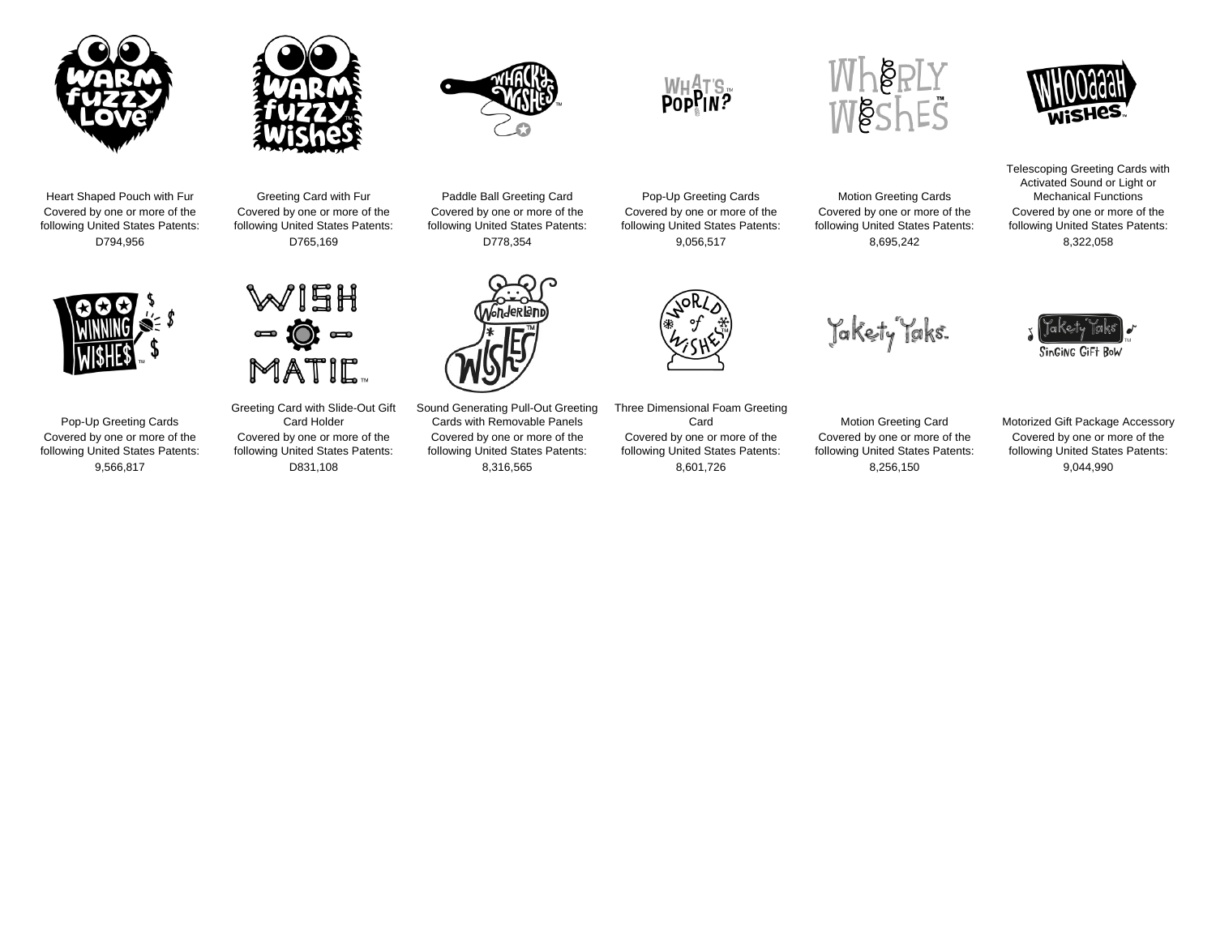Heart Shaped Pouch with Fur
Covered by one or more of the following United States Patents:
D794,956

Greeting Card with Fur
Covered by one or more of the following United States Patents:
D765,169

Paddle Ball Greeting Card
Covered by one or more of the following United States Patents:
D778,354

Pop-Up Greeting Cards
Covered by one or more of the following United States Patents:
9,056,517

Motion Greeting Cards
Covered by one or more of the following United States Patents:
8,695,242

Telescoping Greeting Cards with Activated Sound or Light or Mechanical Functions
Covered by one or more of the following United States Patents:
8,322,058

Pop-Up Greeting Cards
Covered by one or more of the following United States Patents:
9,566,817

Greeting Card with Slide-Out Gift Card Holder
Covered by one or more of the following United States Patents:
D831,108

Sound Generating Pull-Out Greeting Cards with Removable Panels
Covered by one or more of the following United States Patents:
8,316,565

Three Dimensional Foam Greeting Card
Covered by one or more of the following United States Patents:
8,601,726

Motion Greeting Card
Covered by one or more of the following United States Patents:
8,256,150

Motorized Gift Package Accessory
Covered by one or more of the following United States Patents:
9,044,990